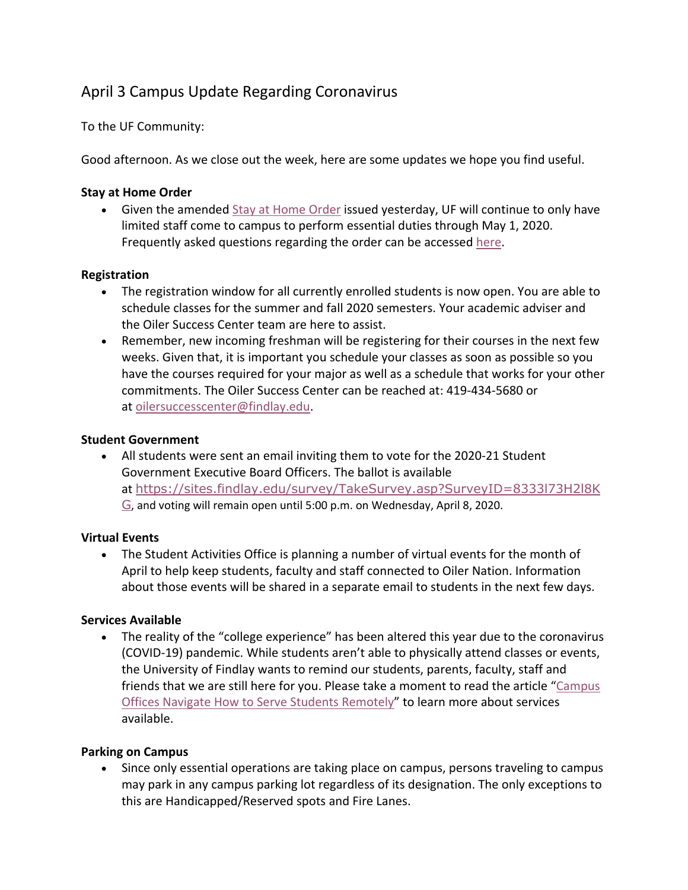# April 3 Campus Update Regarding Coronavirus

To the UF Community:

Good afternoon. As we close out the week, here are some updates we hope you find useful.

**Stay at Home Order**

- Given the amended Stay at Home Order issued yesterday, UF will continue to only have limited staff come to campus to perform essential duties through May 1, 2020. Frequently asked questions regarding the order can be accessed here.

**Registration**

- The registration window for all currently enrolled students is now open. You are able to schedule classes for the summer and fall 2020 semesters. Your academic adviser and the Oiler Success Center team are here to assist.
- Remember, new incoming freshman will be registering for their courses in the next few weeks. Given that, it is important you schedule your classes as soon as possible so you have the courses required for your major as well as a schedule that works for your other commitments. The Oiler Success Center can be reached at: 419-434-5680 or at oilersuccesscenter@findlay.edu.

**Student Government**

- All students were sent an email inviting them to vote for the 2020-21 Student Government Executive Board Officers. The ballot is available at https://sites.findlay.edu/survey/TakeSurvey.asp?SurveyID=8333l73H2l8KG, and voting will remain open until 5:00 p.m. on Wednesday, April 8, 2020.

**Virtual Events**

- The Student Activities Office is planning a number of virtual events for the month of April to help keep students, faculty and staff connected to Oiler Nation. Information about those events will be shared in a separate email to students in the next few days.

**Services Available**

- The reality of the "college experience" has been altered this year due to the coronavirus (COVID-19) pandemic. While students aren't able to physically attend classes or events, the University of Findlay wants to remind our students, parents, faculty, staff and friends that we are still here for you. Please take a moment to read the article "Campus Offices Navigate How to Serve Students Remotely" to learn more about services available.

**Parking on Campus**

- Since only essential operations are taking place on campus, persons traveling to campus may park in any campus parking lot regardless of its designation. The only exceptions to this are Handicapped/Reserved spots and Fire Lanes.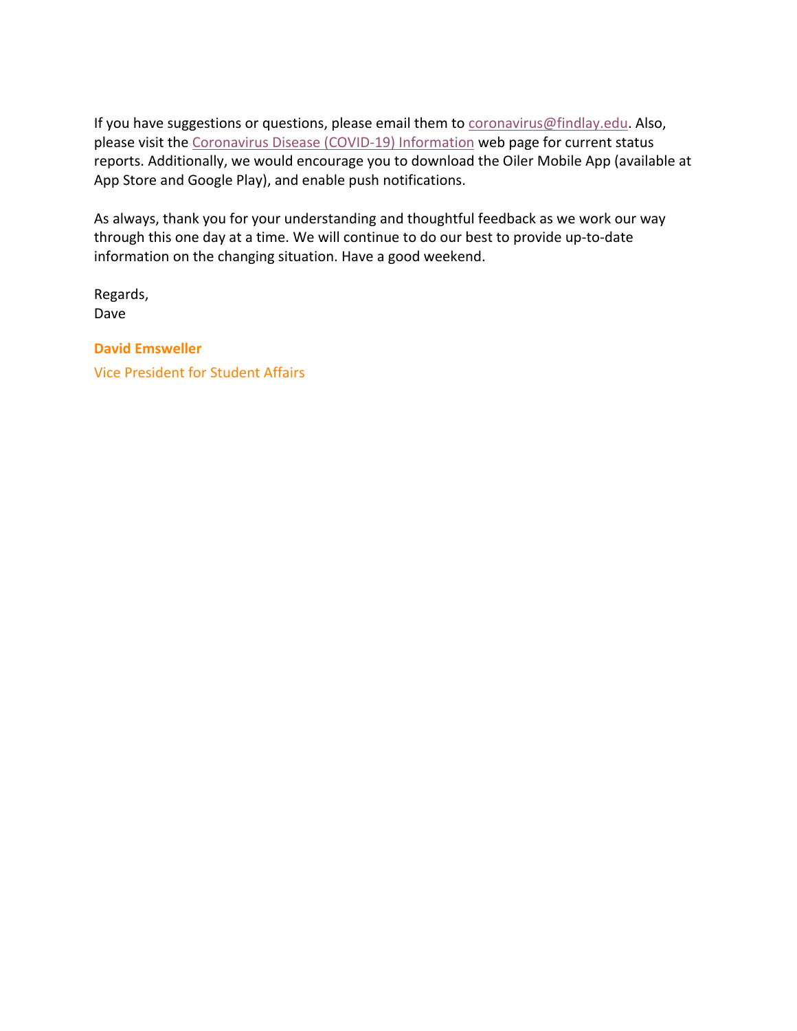If you have suggestions or questions, please email them to [coronavirus@findlay.edu](mailto:coronavirus@findlay.edu). Also, please visit the [Coronavirus Disease (COVID-19) Information]() web page for current status reports. Additionally, we would encourage you to download the Oiler Mobile App (available at App Store and Google Play), and enable push notifications.

As always, thank you for your understanding and thoughtful feedback as we work our way through this one day at a time. We will continue to do our best to provide up-to-date information on the changing situation. Have a good weekend.

Regards,
Dave

**David Emsweller**

Vice President for Student Affairs